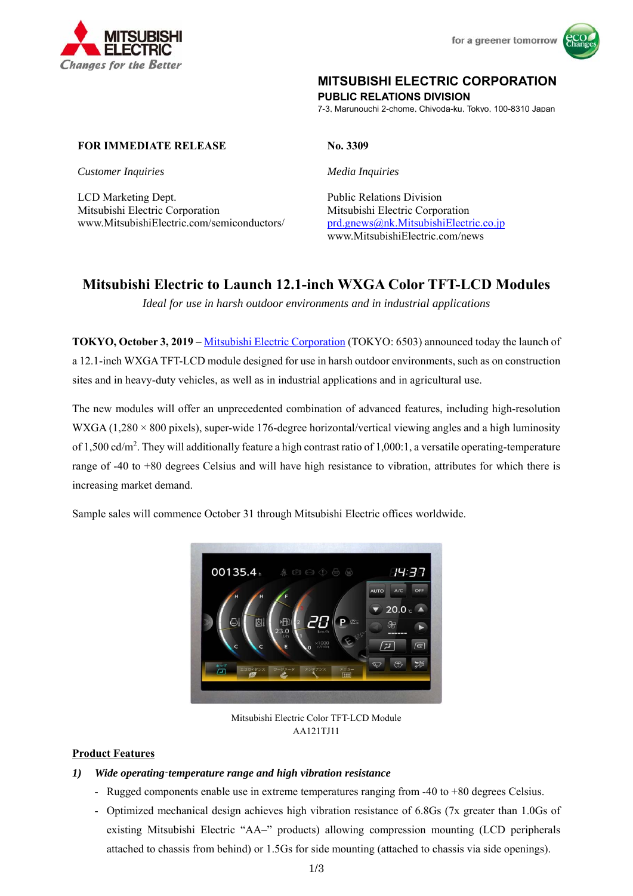MITSUBISHI ELECTRIC CORPORATION
PUBLIC RELATIONS DIVISION
7-3, Marunouchi 2-chome, Chiyoda-ku, Tokyo, 100-8310 Japan

**FOR IMMEDIATE RELEASE** **No. 3309**

*Customer Inquiries*

LCD Marketing Dept.
Mitsubishi Electric Corporation
www.MitsubishiElectric.com/semiconductors/

*Media Inquiries*

Public Relations Division
Mitsubishi Electric Corporation
prd.gnews@nk.MitsubishiElectric.co.jp
www.MitsubishiElectric.com/news

# Mitsubishi Electric to Launch 12.1-inch WXGA Color TFT-LCD Modules

*Ideal for use in harsh outdoor environments and in industrial applications*

**TOKYO, October 3, 2019** – Mitsubishi Electric Corporation (TOKYO: 6503) announced today the launch of a 12.1-inch WXGA TFT-LCD module designed for use in harsh outdoor environments, such as on construction sites and in heavy-duty vehicles, as well as in industrial applications and in agricultural use.

The new modules will offer an unprecedented combination of advanced features, including high-resolution WXGA (1,280 × 800 pixels), super-wide 176-degree horizontal/vertical viewing angles and a high luminosity of 1,500 cd/m$^2$. They will additionally feature a high contrast ratio of 1,000:1, a versatile operating-temperature range of -40 to +80 degrees Celsius and will have high resistance to vibration, attributes for which there is increasing market demand.

Sample sales will commence October 31 through Mitsubishi Electric offices worldwide.

Mitsubishi Electric Color TFT-LCD Module
AA121TJ11

**Product Features**

***1) Wide operating-temperature range and high vibration resistance***

- Rugged components enable use in extreme temperatures ranging from -40 to +80 degrees Celsius.
- Optimized mechanical design achieves high vibration resistance of 6.8Gs (7x greater than 1.0Gs of existing Mitsubishi Electric "AA–" products) allowing compression mounting (LCD peripherals attached to chassis from behind) or 1.5Gs for side mounting (attached to chassis via side openings).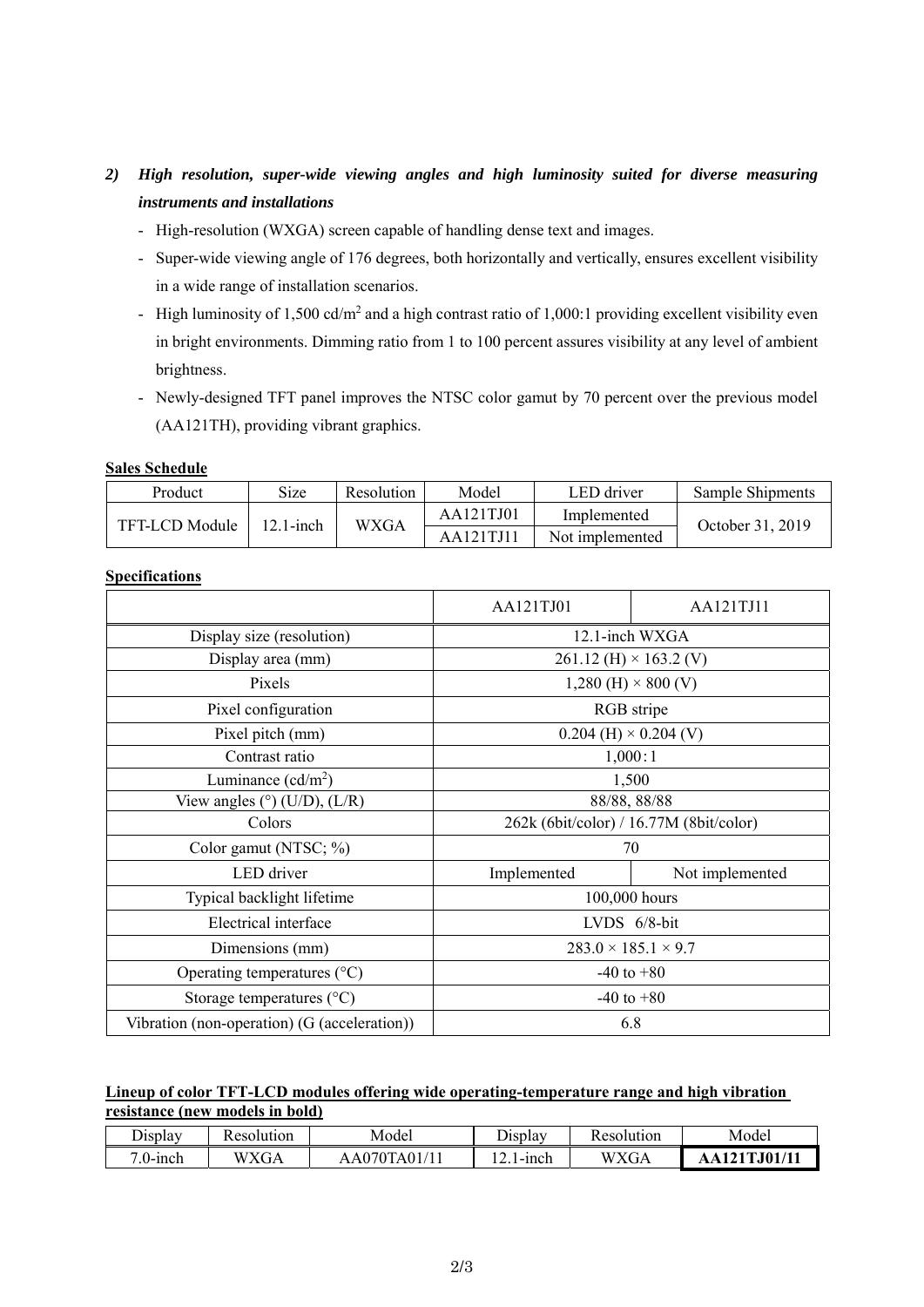2) ***High resolution, super-wide viewing angles and high luminosity suited for diverse measuring instruments and installations***

- High-resolution (WXGA) screen capable of handling dense text and images.
- Super-wide viewing angle of 176 degrees, both horizontally and vertically, ensures excellent visibility in a wide range of installation scenarios.
- High luminosity of 1,500 cd/m$^2$ and a high contrast ratio of 1,000:1 providing excellent visibility even in bright environments. Dimming ratio from 1 to 100 percent assures visibility at any level of ambient brightness.
- Newly-designed TFT panel improves the NTSC color gamut by 70 percent over the previous model (AA121TH), providing vibrant graphics.

**Sales Schedule**

| Product | Size | Resolution | Model | LED driver | Sample Shipments |
|---|---|---|---|---|---|
| TFT-LCD Module | 12.1-inch | WXGA | AA121TJ01 | Implemented | October 31, 2019 |
| | | | AA121TJ11 | Not implemented | |

**Specifications**

| | AA121TJ01 | AA121TJ11 |
|---|---|---|
| Display size (resolution) | 12.1-inch WXGA | |
| Display area (mm) | 261.12 (H) × 163.2 (V) | |
| Pixels | 1,280 (H) × 800 (V) | |
| Pixel configuration | RGB stripe | |
| Pixel pitch (mm) | 0.204 (H) × 0.204 (V) | |
| Contrast ratio | 1,000 : 1 | |
| Luminance (cd/m$^2$) | 1,500 | |
| View angles (°) (U/D), (L/R) | 88/88, 88/88 | |
| Colors | 262k (6bit/color) / 16.77M (8bit/color) | |
| Color gamut (NTSC; %) | 70 | |
| LED driver | Implemented | Not implemented |
| Typical backlight lifetime | 100,000 hours | |
| Electrical interface | LVDS 6/8-bit | |
| Dimensions (mm) | 283.0 × 185.1 × 9.7 | |
| Operating temperatures (°C) | -40 to +80 | |
| Storage temperatures (°C) | -40 to +80 | |
| Vibration (non-operation) (G (acceleration)) | 6.8 | |

**Lineup of color TFT-LCD modules offering wide operating-temperature range and high vibration resistance (new models in bold)**

| Display | Resolution | Model | Display | Resolution | Model |
|---|---|---|---|---|---|
| 7.0-inch | WXGA | AA070TA01/11 | 12.1-inch | WXGA | **AA121TJ01/11** |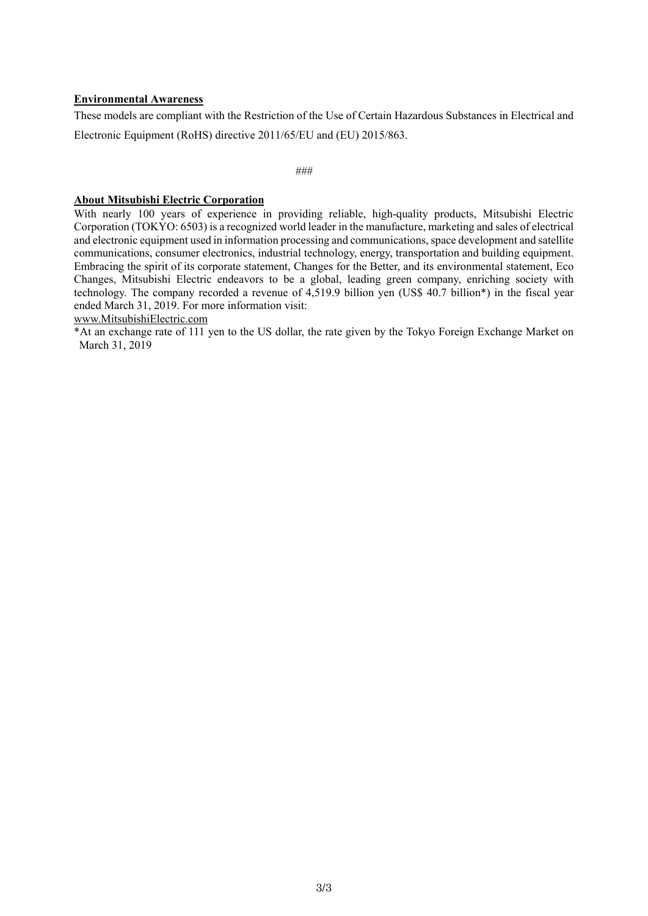**Environmental Awareness**

These models are compliant with the Restriction of the Use of Certain Hazardous Substances in Electrical and Electronic Equipment (RoHS) directive 2011/65/EU and (EU) 2015/863.

###

**About Mitsubishi Electric Corporation**

With nearly 100 years of experience in providing reliable, high-quality products, Mitsubishi Electric Corporation (TOKYO: 6503) is a recognized world leader in the manufacture, marketing and sales of electrical and electronic equipment used in information processing and communications, space development and satellite communications, consumer electronics, industrial technology, energy, transportation and building equipment. Embracing the spirit of its corporate statement, Changes for the Better, and its environmental statement, Eco Changes, Mitsubishi Electric endeavors to be a global, leading green company, enriching society with technology. The company recorded a revenue of 4,519.9 billion yen (US$ 40.7 billion*) in the fiscal year ended March 31, 2019. For more information visit:
www.MitsubishiElectric.com

*At an exchange rate of 111 yen to the US dollar, the rate given by the Tokyo Foreign Exchange Market on March 31, 2019